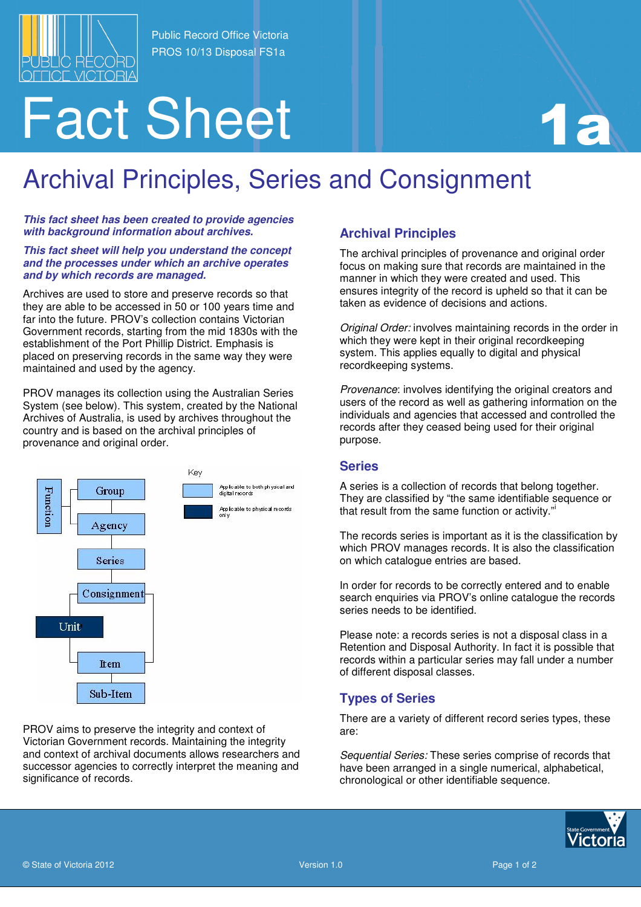# Fact Sheet 1a

Public Record Office Victoria
PROS 10/13 Disposal FS1a

# Archival Principles, Series and Consignment

***This fact sheet has been created to provide agencies with background information about archives.***

***This fact sheet will help you understand the concept and the processes under which an archive operates and by which records are managed.***

Archives are used to store and preserve records so that they are able to be accessed in 50 or 100 years time and far into the future. PROV's collection contains Victorian Government records, starting from the mid 1830s with the establishment of the Port Phillip District. Emphasis is placed on preserving records in the same way they were maintained and used by the agency.

PROV manages its collection using the Australian Series System (see below). This system, created by the National Archives of Australia, is used by archives throughout the country and is based on the archival principles of provenance and original order.

Key:
- Applicable to both physical and digital records
- Applicable to physical records only

Function, Group, Agency, Series, Consignment, Unit, Item, Sub-Item

PROV aims to preserve the integrity and context of Victorian Government records. Maintaining the integrity and context of archival documents allows researchers and successor agencies to correctly interpret the meaning and significance of records.

## Archival Principles

The archival principles of provenance and original order focus on making sure that records are maintained in the manner in which they were created and used. This ensures integrity of the record is upheld so that it can be taken as evidence of decisions and actions.

*Original Order:* involves maintaining records in the order in which they were kept in their original recordkeeping system. This applies equally to digital and physical recordkeeping systems.

*Provenance*: involves identifying the original creators and users of the record as well as gathering information on the individuals and agencies that accessed and controlled the records after they ceased being used for their original purpose.

## Series

A series is a collection of records that belong together. They are classified by "the same identifiable sequence or that result from the same function or activity."[i]

The records series is important as it is the classification by which PROV manages records. It is also the classification on which catalogue entries are based.

In order for records to be correctly entered and to enable search enquiries via PROV's online catalogue the records series needs to be identified.

Please note: a records series is not a disposal class in a Retention and Disposal Authority. In fact it is possible that records within a particular series may fall under a number of different disposal classes.

## Types of Series

There are a variety of different record series types, these are:

*Sequential Series:* These series comprise of records that have been arranged in a single numerical, alphabetical, chronological or other identifiable sequence.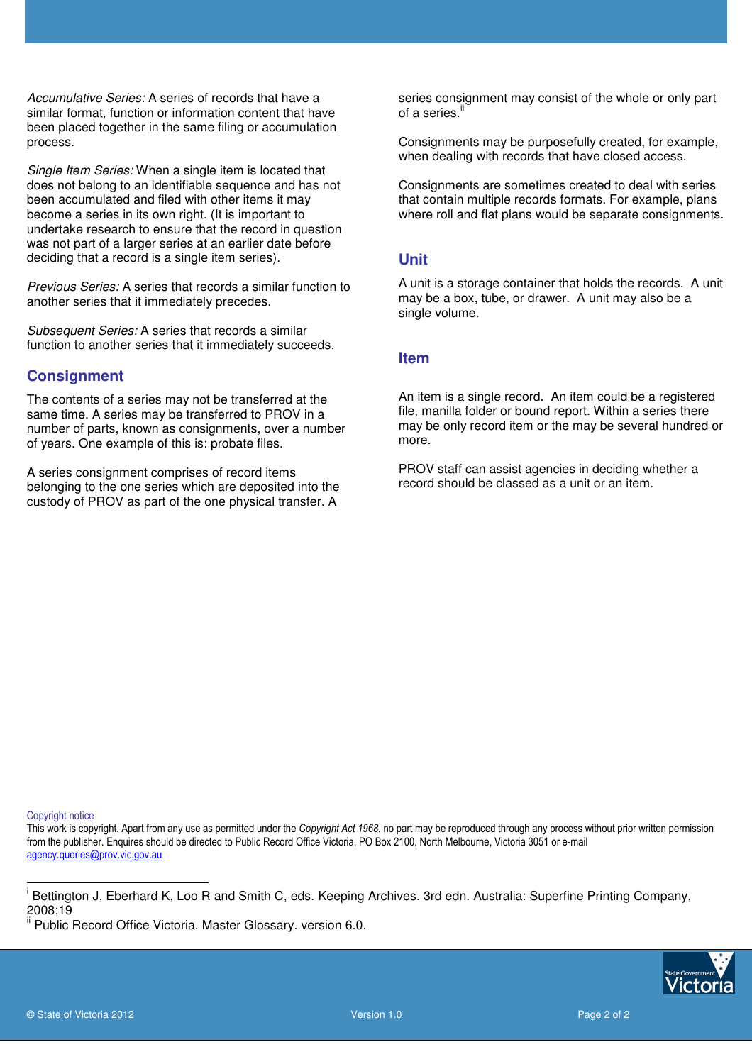*Accumulative Series:* A series of records that have a similar format, function or information content that have been placed together in the same filing or accumulation process.

*Single Item Series:* When a single item is located that does not belong to an identifiable sequence and has not been accumulated and filed with other items it may become a series in its own right. (It is important to undertake research to ensure that the record in question was not part of a larger series at an earlier date before deciding that a record is a single item series).

*Previous Series:* A series that records a similar function to another series that it immediately precedes.

*Subsequent Series:* A series that records a similar function to another series that it immediately succeeds.

## Consignment

The contents of a series may not be transferred at the same time. A series may be transferred to PROV in a number of parts, known as consignments, over a number of years. One example of this is: probate files.

A series consignment comprises of record items belonging to the one series which are deposited into the custody of PROV as part of the one physical transfer. A series consignment may consist of the whole or only part of a series.[ii]

Consignments may be purposefully created, for example, when dealing with records that have closed access.

Consignments are sometimes created to deal with series that contain multiple records formats. For example, plans where roll and flat plans would be separate consignments.

## Unit

A unit is a storage container that holds the records. A unit may be a box, tube, or drawer. A unit may also be a single volume.

## Item

An item is a single record. An item could be a registered file, manilla folder or bound report. Within a series there may be only record item or the may be several hundred or more.

PROV staff can assist agencies in deciding whether a record should be classed as a unit or an item.

Copyright notice

This work is copyright. Apart from any use as permitted under the *Copyright Act 1968*, no part may be reproduced through any process without prior written permission from the publisher. Enquires should be directed to Public Record Office Victoria, PO Box 2100, North Melbourne, Victoria 3051 or e-mail agency.queries@prov.vic.gov.au

[i] Bettington J, Eberhard K, Loo R and Smith C, eds. Keeping Archives. 3rd edn. Australia: Superfine Printing Company, 2008;19

[ii] Public Record Office Victoria. Master Glossary. version 6.0.

© State of Victoria 2012 Version 1.0